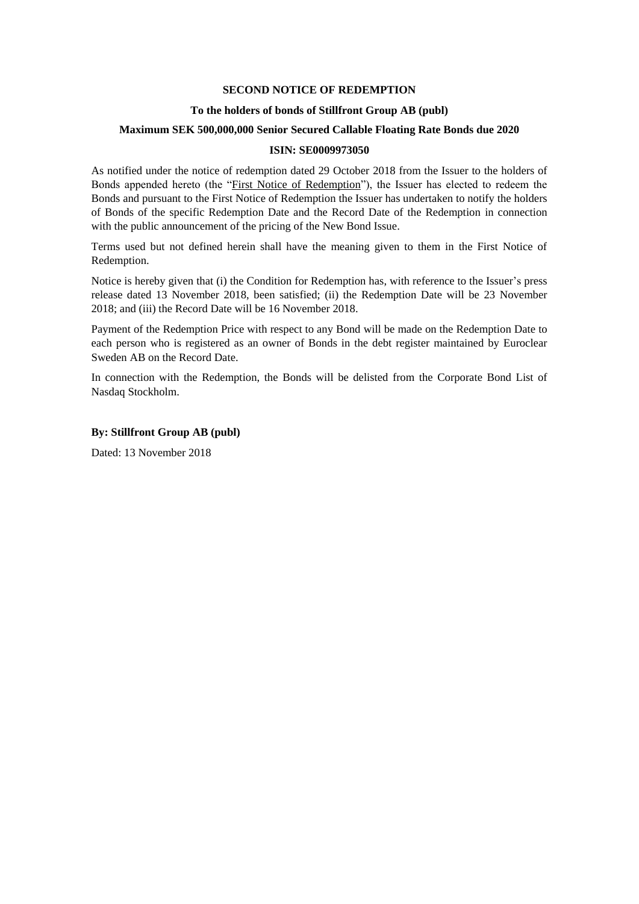**SECOND NOTICE OF REDEMPTION**

**To the holders of bonds of Stillfront Group AB (publ)**

**Maximum SEK 500,000,000 Senior Secured Callable Floating Rate Bonds due 2020**

**ISIN: SE0009973050**

As notified under the notice of redemption dated 29 October 2018 from the Issuer to the holders of Bonds appended hereto (the "First Notice of Redemption"), the Issuer has elected to redeem the Bonds and pursuant to the First Notice of Redemption the Issuer has undertaken to notify the holders of Bonds of the specific Redemption Date and the Record Date of the Redemption in connection with the public announcement of the pricing of the New Bond Issue.

Terms used but not defined herein shall have the meaning given to them in the First Notice of Redemption.

Notice is hereby given that (i) the Condition for Redemption has, with reference to the Issuer's press release dated 13 November 2018, been satisfied; (ii) the Redemption Date will be 23 November 2018; and (iii) the Record Date will be 16 November 2018.

Payment of the Redemption Price with respect to any Bond will be made on the Redemption Date to each person who is registered as an owner of Bonds in the debt register maintained by Euroclear Sweden AB on the Record Date.

In connection with the Redemption, the Bonds will be delisted from the Corporate Bond List of Nasdaq Stockholm.

**By: Stillfront Group AB (publ)**

Dated: 13 November 2018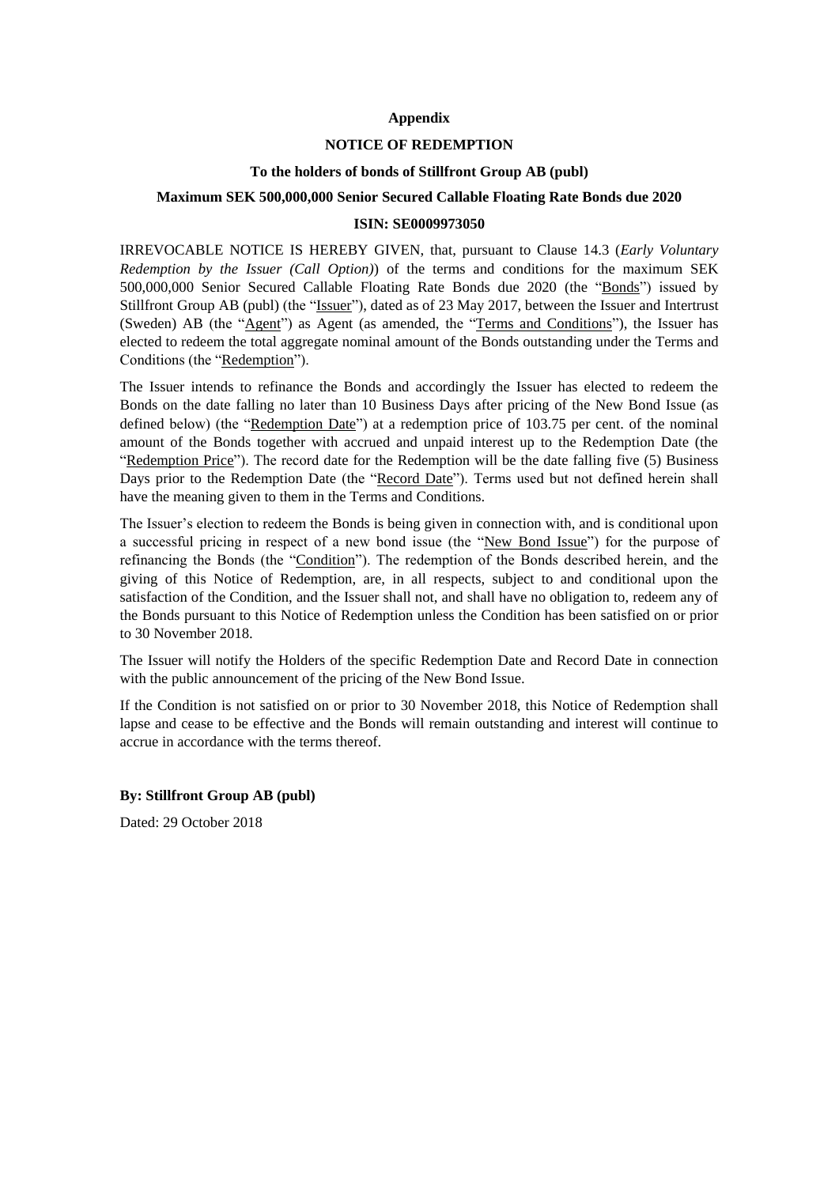**Appendix**

**NOTICE OF REDEMPTION**

**To the holders of bonds of Stillfront Group AB (publ)**

**Maximum SEK 500,000,000 Senior Secured Callable Floating Rate Bonds due 2020**

**ISIN: SE0009973050**

IRREVOCABLE NOTICE IS HEREBY GIVEN, that, pursuant to Clause 14.3 (*Early Voluntary Redemption by the Issuer (Call Option)*) of the terms and conditions for the maximum SEK 500,000,000 Senior Secured Callable Floating Rate Bonds due 2020 (the "Bonds") issued by Stillfront Group AB (publ) (the "Issuer"), dated as of 23 May 2017, between the Issuer and Intertrust (Sweden) AB (the "Agent") as Agent (as amended, the "Terms and Conditions"), the Issuer has elected to redeem the total aggregate nominal amount of the Bonds outstanding under the Terms and Conditions (the "Redemption").

The Issuer intends to refinance the Bonds and accordingly the Issuer has elected to redeem the Bonds on the date falling no later than 10 Business Days after pricing of the New Bond Issue (as defined below) (the "Redemption Date") at a redemption price of 103.75 per cent. of the nominal amount of the Bonds together with accrued and unpaid interest up to the Redemption Date (the "Redemption Price"). The record date for the Redemption will be the date falling five (5) Business Days prior to the Redemption Date (the "Record Date"). Terms used but not defined herein shall have the meaning given to them in the Terms and Conditions.

The Issuer's election to redeem the Bonds is being given in connection with, and is conditional upon a successful pricing in respect of a new bond issue (the "New Bond Issue") for the purpose of refinancing the Bonds (the "Condition"). The redemption of the Bonds described herein, and the giving of this Notice of Redemption, are, in all respects, subject to and conditional upon the satisfaction of the Condition, and the Issuer shall not, and shall have no obligation to, redeem any of the Bonds pursuant to this Notice of Redemption unless the Condition has been satisfied on or prior to 30 November 2018.

The Issuer will notify the Holders of the specific Redemption Date and Record Date in connection with the public announcement of the pricing of the New Bond Issue.

If the Condition is not satisfied on or prior to 30 November 2018, this Notice of Redemption shall lapse and cease to be effective and the Bonds will remain outstanding and interest will continue to accrue in accordance with the terms thereof.

**By: Stillfront Group AB (publ)**

Dated: 29 October 2018